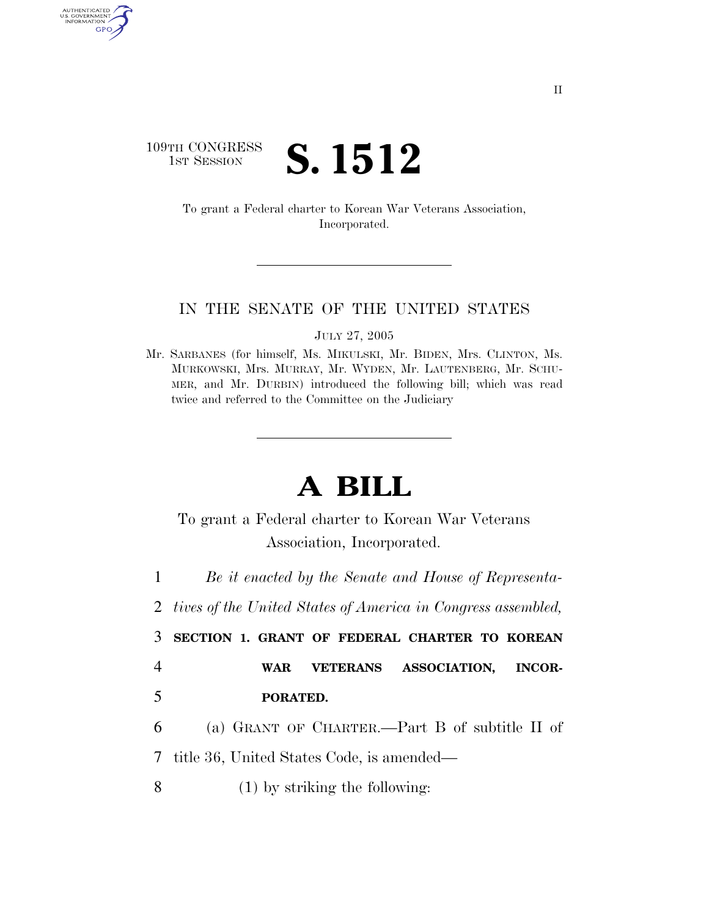109TH CONGRESS
1ST SESSION

# S. 1512

To grant a Federal charter to Korean War Veterans Association, Incorporated.

IN THE SENATE OF THE UNITED STATES

JULY 27, 2005

Mr. SARBANES (for himself, Ms. MIKULSKI, Mr. BIDEN, Mrs. CLINTON, Ms. MURKOWSKI, Mrs. MURRAY, Mr. WYDEN, Mr. LAUTENBERG, Mr. SCHUMER, and Mr. DURBIN) introduced the following bill; which was read twice and referred to the Committee on the Judiciary

# A BILL

To grant a Federal charter to Korean War Veterans Association, Incorporated.

1 *Be it enacted by the Senate and House of Representa-*
2 *tives of the United States of America in Congress assembled,*

3 **SECTION 1. GRANT OF FEDERAL CHARTER TO KOREAN**
4 **WAR VETERANS ASSOCIATION, INCOR-**
5 **PORATED.**

6 (a) GRANT OF CHARTER.—Part B of subtitle II of
7 title 36, United States Code, is amended—

8 (1) by striking the following: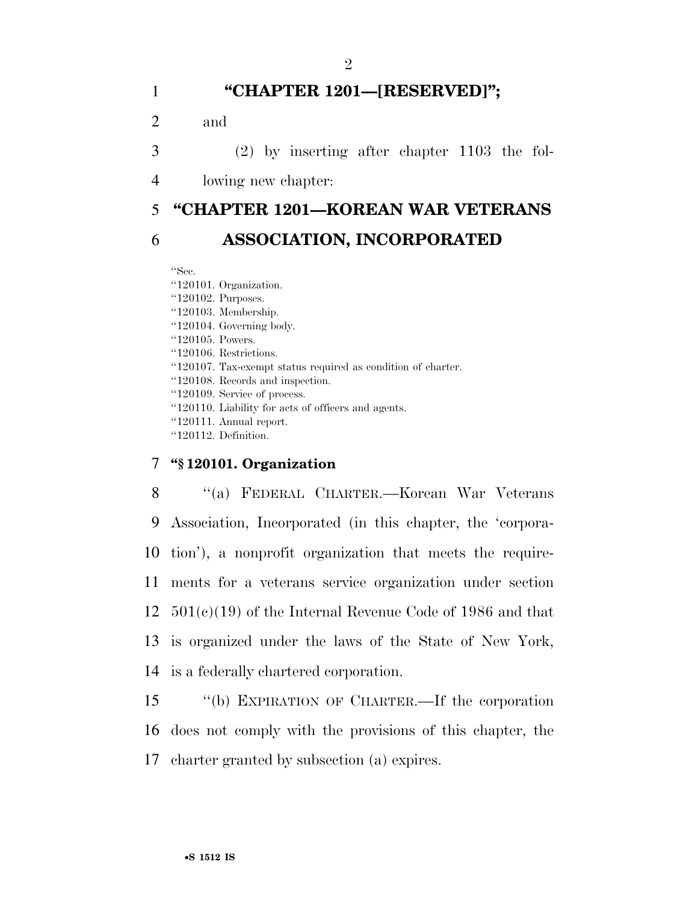**"CHAPTER 1201—[RESERVED]";**

and

(2) by inserting after chapter 1103 the following new chapter:

## "CHAPTER 1201—KOREAN WAR VETERANS ASSOCIATION, INCORPORATED

"Sec.
"120101. Organization.
"120102. Purposes.
"120103. Membership.
"120104. Governing body.
"120105. Powers.
"120106. Restrictions.
"120107. Tax-exempt status required as condition of charter.
"120108. Records and inspection.
"120109. Service of process.
"120110. Liability for acts of officers and agents.
"120111. Annual report.
"120112. Definition.

### "§ 120101. Organization

"(a) FEDERAL CHARTER.—Korean War Veterans Association, Incorporated (in this chapter, the 'corporation'), a nonprofit organization that meets the requirements for a veterans service organization under section 501(c)(19) of the Internal Revenue Code of 1986 and that is organized under the laws of the State of New York, is a federally chartered corporation.

"(b) EXPIRATION OF CHARTER.—If the corporation does not comply with the provisions of this chapter, the charter granted by subsection (a) expires.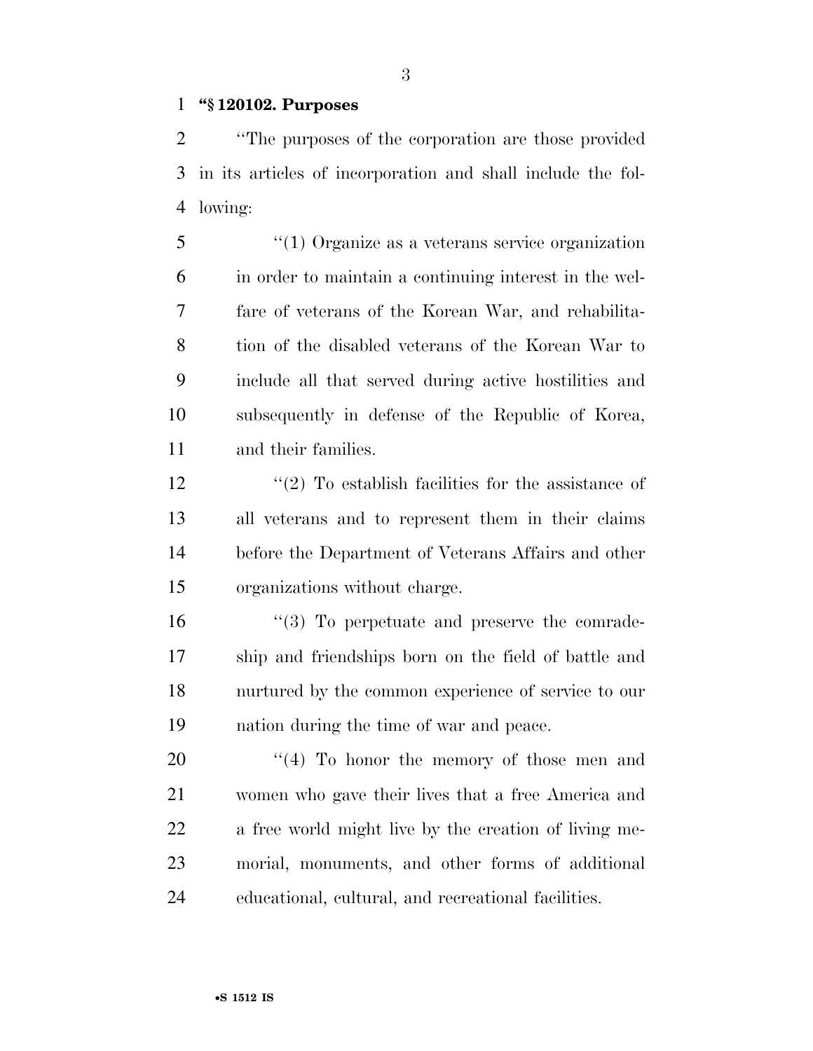**"§ 120102. Purposes**

"The purposes of the corporation are those provided in its articles of incorporation and shall include the following:

"(1) Organize as a veterans service organization in order to maintain a continuing interest in the welfare of veterans of the Korean War, and rehabilitation of the disabled veterans of the Korean War to include all that served during active hostilities and subsequently in defense of the Republic of Korea, and their families.

"(2) To establish facilities for the assistance of all veterans and to represent them in their claims before the Department of Veterans Affairs and other organizations without charge.

"(3) To perpetuate and preserve the comradeship and friendships born on the field of battle and nurtured by the common experience of service to our nation during the time of war and peace.

"(4) To honor the memory of those men and women who gave their lives that a free America and a free world might live by the creation of living memorial, monuments, and other forms of additional educational, cultural, and recreational facilities.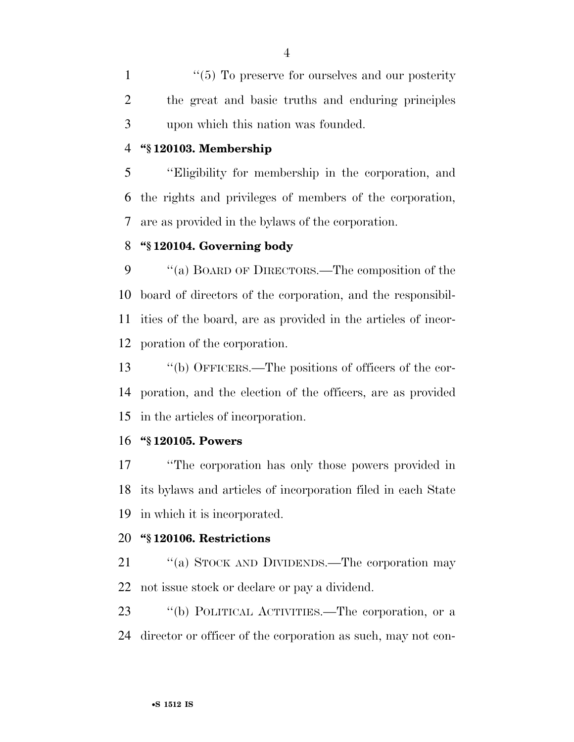"(5) To preserve for ourselves and our posterity the great and basic truths and enduring principles upon which this nation was founded.

**"§ 120103. Membership**

"Eligibility for membership in the corporation, and the rights and privileges of members of the corporation, are as provided in the bylaws of the corporation.

**"§ 120104. Governing body**

"(a) BOARD OF DIRECTORS.—The composition of the board of directors of the corporation, and the responsibilities of the board, are as provided in the articles of incorporation of the corporation.

"(b) OFFICERS.—The positions of officers of the corporation, and the election of the officers, are as provided in the articles of incorporation.

**"§ 120105. Powers**

"The corporation has only those powers provided in its bylaws and articles of incorporation filed in each State in which it is incorporated.

**"§ 120106. Restrictions**

"(a) STOCK AND DIVIDENDS.—The corporation may not issue stock or declare or pay a dividend.

"(b) POLITICAL ACTIVITIES.—The corporation, or a director or officer of the corporation as such, may not con-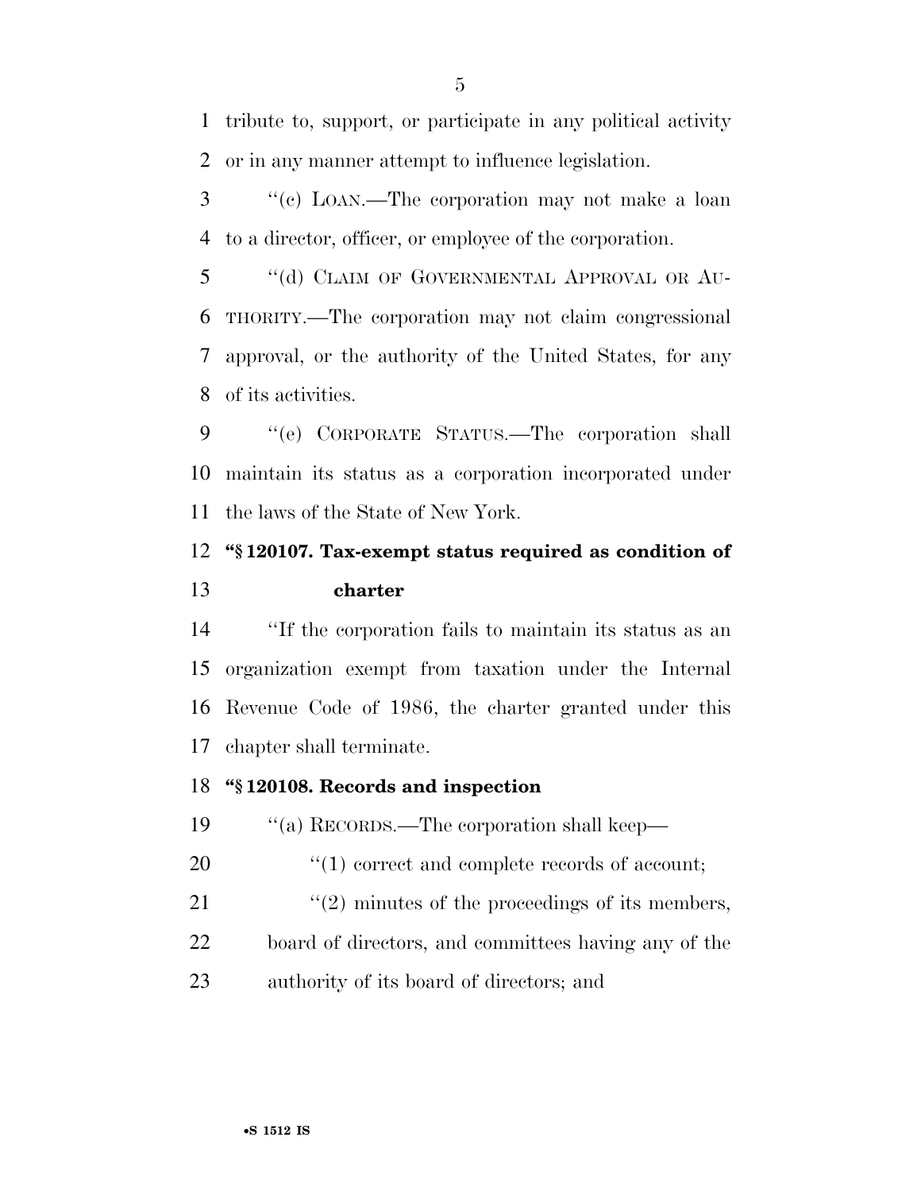tribute to, support, or participate in any political activity or in any manner attempt to influence legislation.

"(c) LOAN.—The corporation may not make a loan to a director, officer, or employee of the corporation.

"(d) CLAIM OF GOVERNMENTAL APPROVAL OR AUTHORITY.—The corporation may not claim congressional approval, or the authority of the United States, for any of its activities.

"(e) CORPORATE STATUS.—The corporation shall maintain its status as a corporation incorporated under the laws of the State of New York.

**"§ 120107. Tax-exempt status required as condition of charter**

"If the corporation fails to maintain its status as an organization exempt from taxation under the Internal Revenue Code of 1986, the charter granted under this chapter shall terminate.

**"§ 120108. Records and inspection**

"(a) RECORDS.—The corporation shall keep—

"(1) correct and complete records of account;

"(2) minutes of the proceedings of its members, board of directors, and committees having any of the authority of its board of directors; and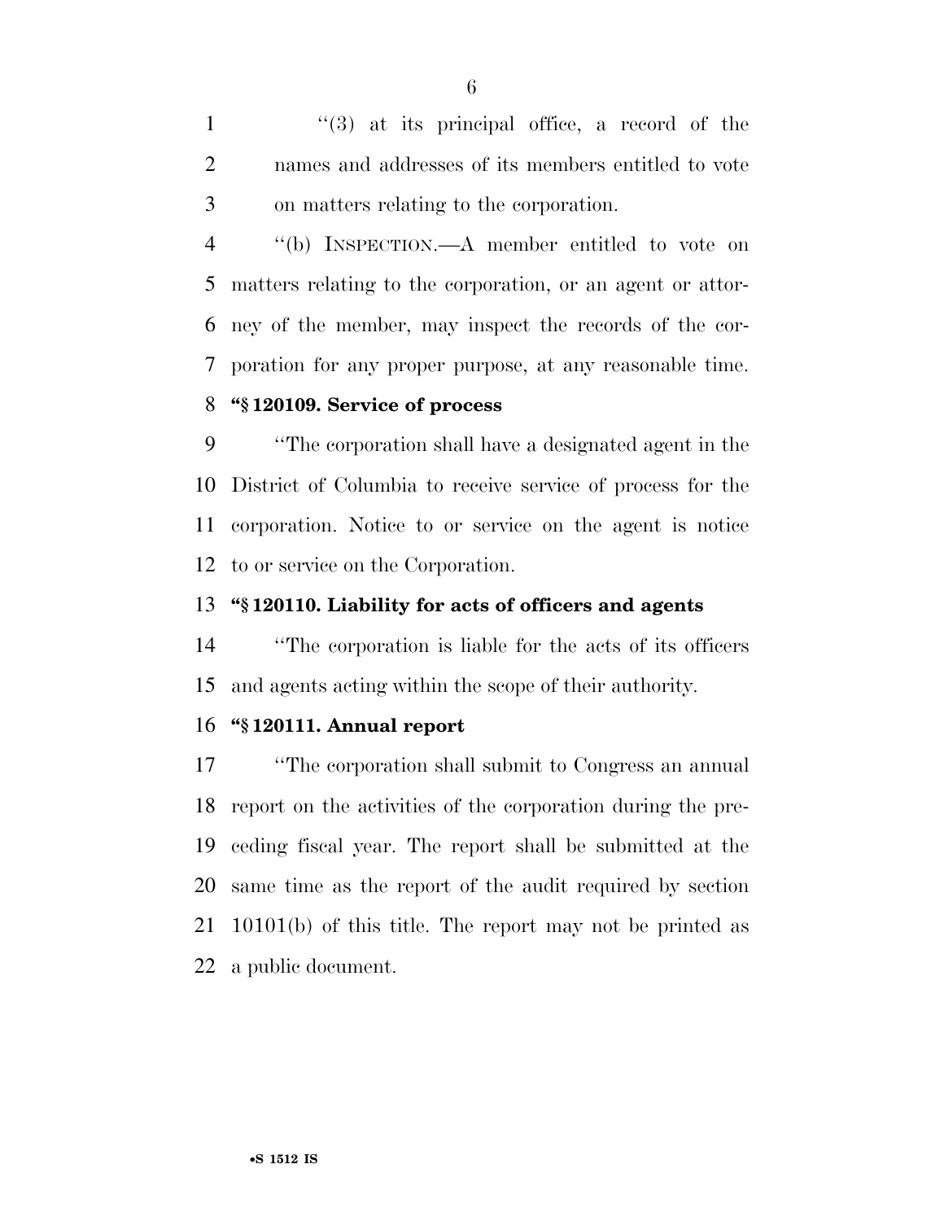''(3) at its principal office, a record of the names and addresses of its members entitled to vote on matters relating to the corporation.

''(b) INSPECTION.—A member entitled to vote on matters relating to the corporation, or an agent or attorney of the member, may inspect the records of the corporation for any proper purpose, at any reasonable time.

**''§ 120109. Service of process**

''The corporation shall have a designated agent in the District of Columbia to receive service of process for the corporation. Notice to or service on the agent is notice to or service on the Corporation.

**''§ 120110. Liability for acts of officers and agents**

''The corporation is liable for the acts of its officers and agents acting within the scope of their authority.

**''§ 120111. Annual report**

''The corporation shall submit to Congress an annual report on the activities of the corporation during the preceding fiscal year. The report shall be submitted at the same time as the report of the audit required by section 10101(b) of this title. The report may not be printed as a public document.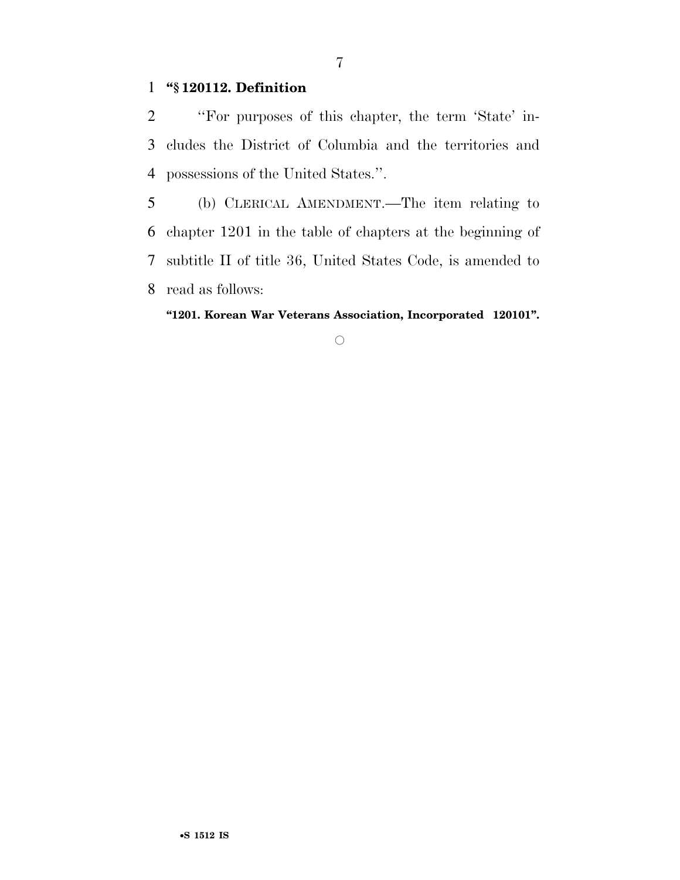**"§ 120112. Definition**

"For purposes of this chapter, the term 'State' includes the District of Columbia and the territories and possessions of the United States.".

(b) CLERICAL AMENDMENT.—The item relating to chapter 1201 in the table of chapters at the beginning of subtitle II of title 36, United States Code, is amended to read as follows:

**"1201. Korean War Veterans Association, Incorporated 120101".**